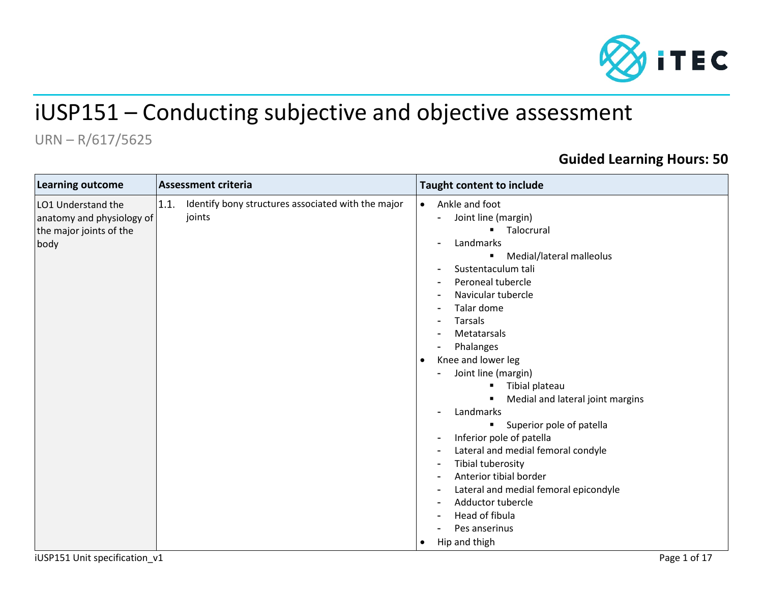# iUSP151 – Conducting subjective and objective assessment

URN – R/617/5625

**Guided Learning Hours: 50**

| Learning outcome | Assessment criteria | Taught content to include |
|---|---|---|
| LO1 Understand the anatomy and physiology of the major joints of the body | 1.1. Identify bony structures associated with the major joints | • Ankle and foot<br>- Joint line (margin)<br>▪ Talocrural<br>- Landmarks<br>▪ Medial/lateral malleolus<br>- Sustentaculum tali<br>- Peroneal tubercle<br>- Navicular tubercle<br>- Talar dome<br>- Tarsals<br>- Metatarsals<br>- Phalanges<br>• Knee and lower leg<br>- Joint line (margin)<br>▪ Tibial plateau<br>▪ Medial and lateral joint margins<br>- Landmarks<br>▪ Superior pole of patella<br>- Inferior pole of patella<br>- Lateral and medial femoral condyle<br>- Tibial tuberosity<br>- Anterior tibial border<br>- Lateral and medial femoral epicondyle<br>- Adductor tubercle<br>- Head of fibula<br>- Pes anserinus<br>• Hip and thigh |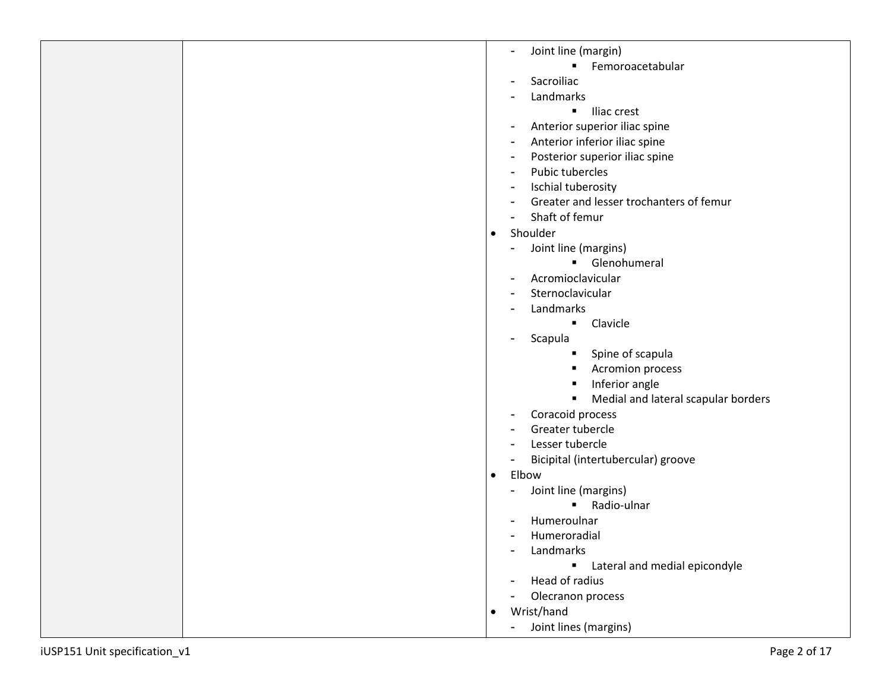| | | - Joint line (margin)<br>&nbsp;&nbsp;&nbsp;&nbsp;▪ Femoroacetabular<br>- Sacroiliac<br>- Landmarks<br>&nbsp;&nbsp;&nbsp;&nbsp;▪ Iliac crest<br>- Anterior superior iliac spine<br>- Anterior inferior iliac spine<br>- Posterior superior iliac spine<br>- Pubic tubercles<br>- Ischial tuberosity<br>- Greater and lesser trochanters of femur<br>- Shaft of femur<br>• Shoulder<br>- Joint line (margins)<br>&nbsp;&nbsp;&nbsp;&nbsp;▪ Glenohumeral<br>- Acromioclavicular<br>- Sternoclavicular<br>- Landmarks<br>&nbsp;&nbsp;&nbsp;&nbsp;▪ Clavicle<br>- Scapula<br>&nbsp;&nbsp;&nbsp;&nbsp;▪ Spine of scapula<br>&nbsp;&nbsp;&nbsp;&nbsp;▪ Acromion process<br>&nbsp;&nbsp;&nbsp;&nbsp;▪ Inferior angle<br>&nbsp;&nbsp;&nbsp;&nbsp;▪ Medial and lateral scapular borders<br>- Coracoid process<br>- Greater tubercle<br>- Lesser tubercle<br>- Bicipital (intertubercular) groove<br>• Elbow<br>- Joint line (margins)<br>&nbsp;&nbsp;&nbsp;&nbsp;▪ Radio-ulnar<br>- Humeroulnar<br>- Humeroradial<br>- Landmarks<br>&nbsp;&nbsp;&nbsp;&nbsp;▪ Lateral and medial epicondyle<br>- Head of radius<br>- Olecranon process<br>• Wrist/hand<br>- Joint lines (margins) |
|---|---|---|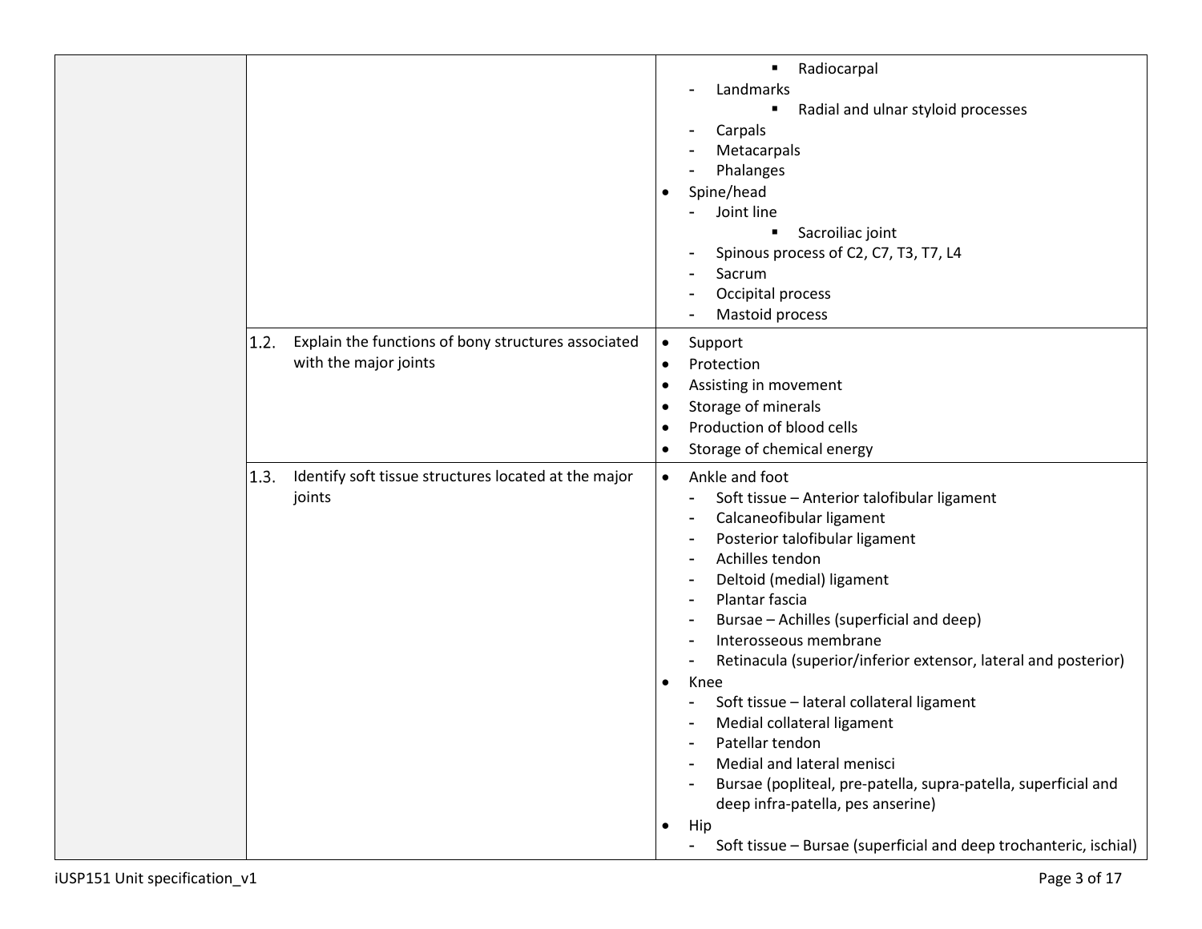| | | |
|---|---|---|
| | | ▪ Radiocarpal<br>- Landmarks<br>▪ Radial and ulnar styloid processes<br>- Carpals<br>- Metacarpals<br>- Phalanges<br>• Spine/head<br>- Joint line<br>▪ Sacroiliac joint<br>- Spinous process of C2, C7, T3, T7, L4<br>- Sacrum<br>- Occipital process<br>- Mastoid process |
| | 1.2. Explain the functions of bony structures associated with the major joints | • Support<br>• Protection<br>• Assisting in movement<br>• Storage of minerals<br>• Production of blood cells<br>• Storage of chemical energy |
| | 1.3. Identify soft tissue structures located at the major joints | • Ankle and foot<br>- Soft tissue – Anterior talofibular ligament<br>- Calcaneofibular ligament<br>- Posterior talofibular ligament<br>- Achilles tendon<br>- Deltoid (medial) ligament<br>- Plantar fascia<br>- Bursae – Achilles (superficial and deep)<br>- Interosseous membrane<br>- Retinacula (superior/inferior extensor, lateral and posterior)<br>• Knee<br>- Soft tissue – lateral collateral ligament<br>- Medial collateral ligament<br>- Patellar tendon<br>- Medial and lateral menisci<br>- Bursae (popliteal, pre-patella, supra-patella, superficial and deep infra-patella, pes anserine)<br>• Hip<br>- Soft tissue – Bursae (superficial and deep trochanteric, ischial) |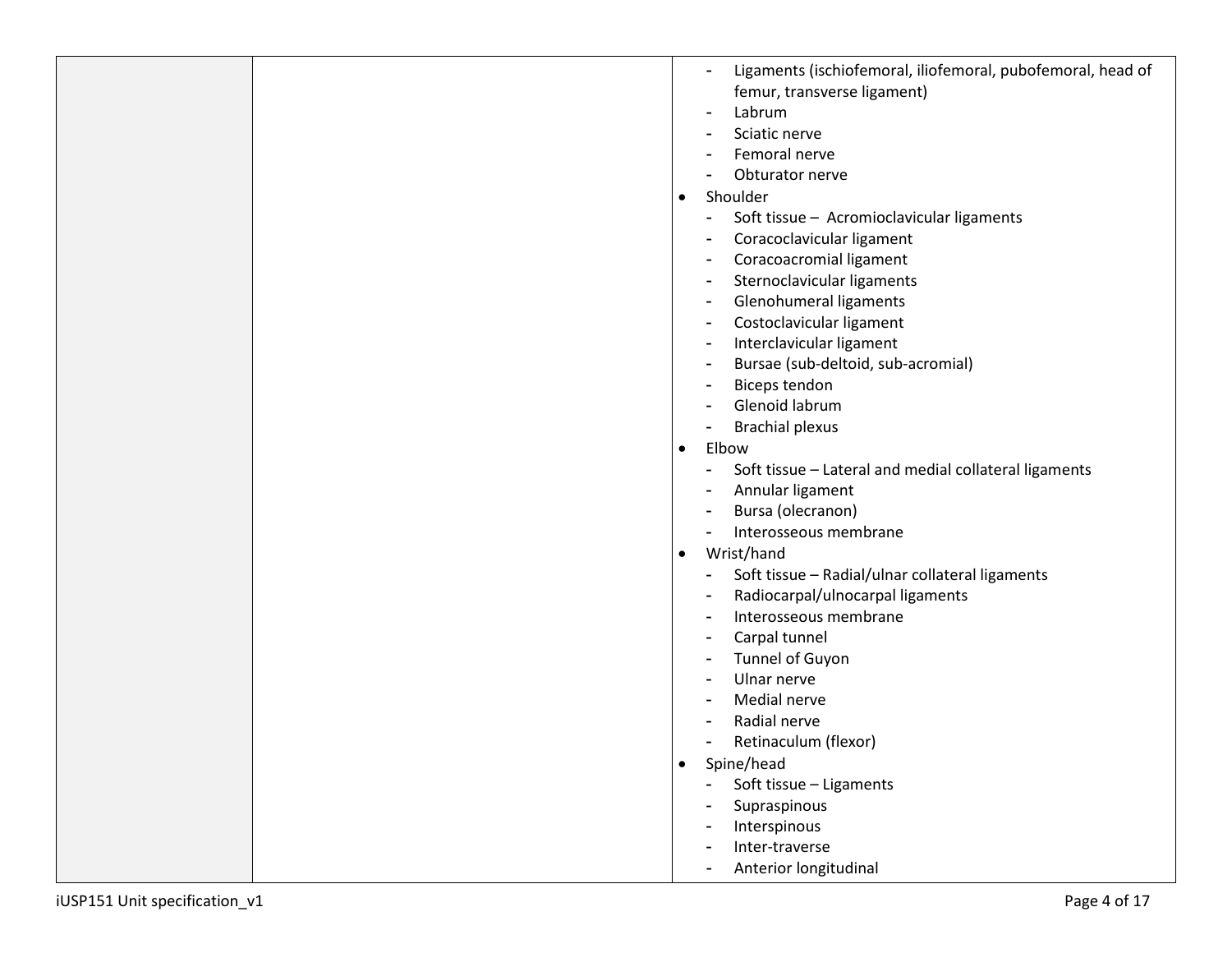|  |  | - Ligaments (ischiofemoral, iliofemoral, pubofemoral, head of femur, transverse ligament)<br>- Labrum<br>- Sciatic nerve<br>- Femoral nerve<br>- Obturator nerve<br>• Shoulder<br>- Soft tissue – Acromioclavicular ligaments<br>- Coracoclavicular ligament<br>- Coracoacromial ligament<br>- Sternoclavicular ligaments<br>- Glenohumeral ligaments<br>- Costoclavicular ligament<br>- Interclavicular ligament<br>- Bursae (sub-deltoid, sub-acromial)<br>- Biceps tendon<br>- Glenoid labrum<br>- Brachial plexus<br>• Elbow<br>- Soft tissue – Lateral and medial collateral ligaments<br>- Annular ligament<br>- Bursa (olecranon)<br>- Interosseous membrane<br>• Wrist/hand<br>- Soft tissue – Radial/ulnar collateral ligaments<br>- Radiocarpal/ulnocarpal ligaments<br>- Interosseous membrane<br>- Carpal tunnel<br>- Tunnel of Guyon<br>- Ulnar nerve<br>- Medial nerve<br>- Radial nerve<br>- Retinaculum (flexor)<br>• Spine/head<br>- Soft tissue – Ligaments<br>- Supraspinous<br>- Interspinous<br>- Inter-traverse<br>- Anterior longitudinal |
|---|---|---|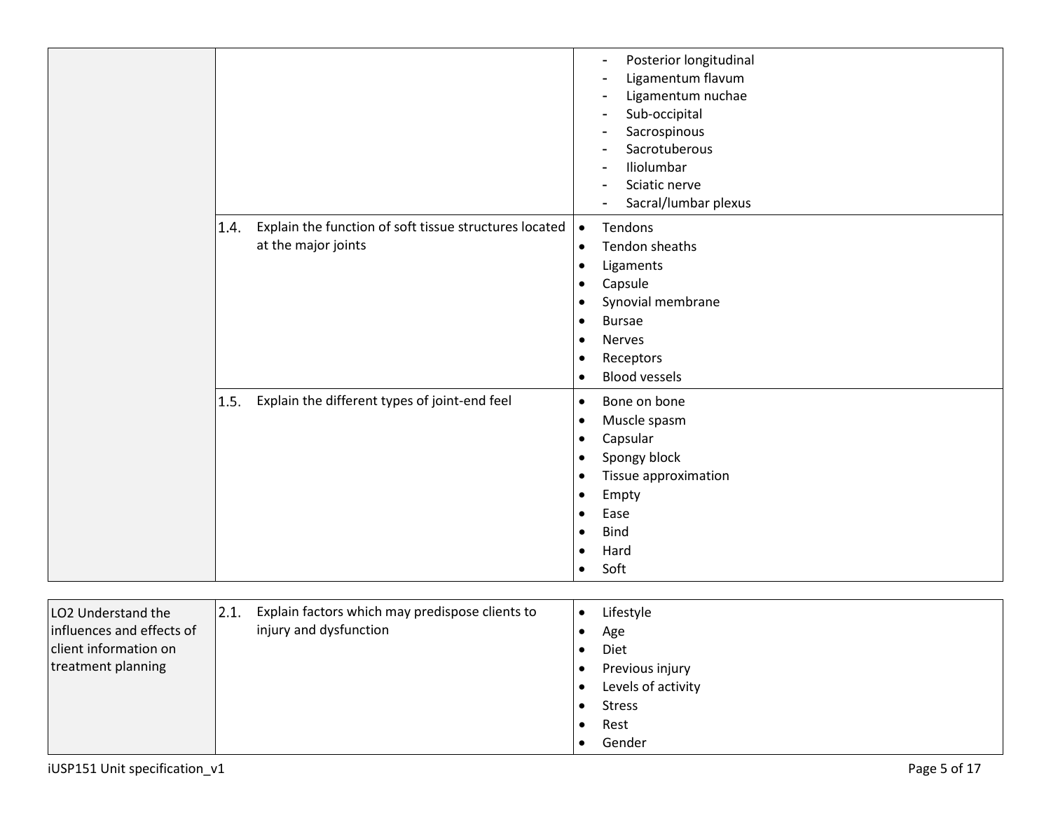| | | |
|---|---|---|
| | | - Posterior longitudinal<br>- Ligamentum flavum<br>- Ligamentum nuchae<br>- Sub-occipital<br>- Sacrospinous<br>- Sacrotuberous<br>- Iliolumbar<br>- Sciatic nerve<br>- Sacral/lumbar plexus |
| | 1.4. Explain the function of soft tissue structures located at the major joints | • Tendons<br>• Tendon sheaths<br>• Ligaments<br>• Capsule<br>• Synovial membrane<br>• Bursae<br>• Nerves<br>• Receptors<br>• Blood vessels |
| | 1.5. Explain the different types of joint-end feel | • Bone on bone<br>• Muscle spasm<br>• Capsular<br>• Spongy block<br>• Tissue approximation<br>• Empty<br>• Ease<br>• Bind<br>• Hard<br>• Soft |

| | | |
|---|---|---|
| LO2 Understand the influences and effects of client information on treatment planning | 2.1. Explain factors which may predispose clients to injury and dysfunction | • Lifestyle<br>• Age<br>• Diet<br>• Previous injury<br>• Levels of activity<br>• Stress<br>• Rest<br>• Gender |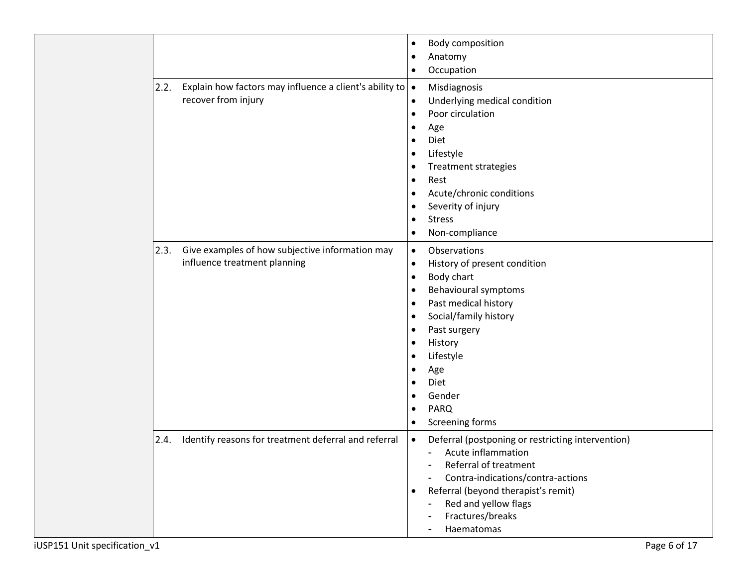| | | |
|---|---|---|
| | | • Body composition<br>• Anatomy<br>• Occupation |
| | 2.2. Explain how factors may influence a client's ability to recover from injury | • Misdiagnosis<br>• Underlying medical condition<br>• Poor circulation<br>• Age<br>• Diet<br>• Lifestyle<br>• Treatment strategies<br>• Rest<br>• Acute/chronic conditions<br>• Severity of injury<br>• Stress<br>• Non-compliance |
| | 2.3. Give examples of how subjective information may influence treatment planning | • Observations<br>• History of present condition<br>• Body chart<br>• Behavioural symptoms<br>• Past medical history<br>• Social/family history<br>• Past surgery<br>• History<br>• Lifestyle<br>• Age<br>• Diet<br>• Gender<br>• PARQ<br>• Screening forms |
| | 2.4. Identify reasons for treatment deferral and referral | • Deferral (postponing or restricting intervention)<br>&nbsp;&nbsp;- Acute inflammation<br>&nbsp;&nbsp;- Referral of treatment<br>&nbsp;&nbsp;- Contra-indications/contra-actions<br>• Referral (beyond therapist's remit)<br>&nbsp;&nbsp;- Red and yellow flags<br>&nbsp;&nbsp;- Fractures/breaks<br>&nbsp;&nbsp;- Haematomas |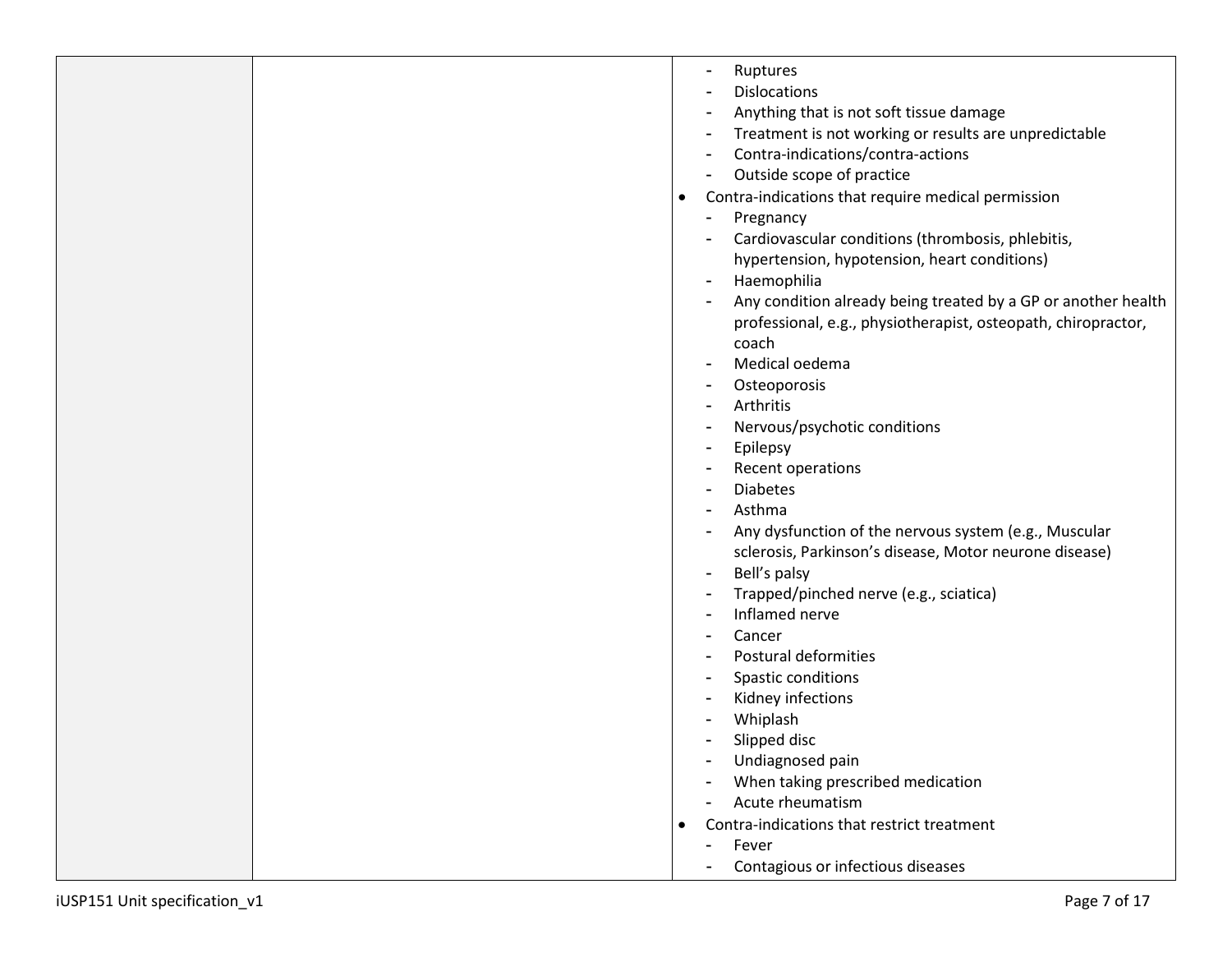| | | - Ruptures<br>- Dislocations<br>- Anything that is not soft tissue damage<br>- Treatment is not working or results are unpredictable<br>- Contra-indications/contra-actions<br>- Outside scope of practice<br>• Contra-indications that require medical permission<br>- Pregnancy<br>- Cardiovascular conditions (thrombosis, phlebitis, hypertension, hypotension, heart conditions)<br>- Haemophilia<br>- Any condition already being treated by a GP or another health professional, e.g., physiotherapist, osteopath, chiropractor, coach<br>- Medical oedema<br>- Osteoporosis<br>- Arthritis<br>- Nervous/psychotic conditions<br>- Epilepsy<br>- Recent operations<br>- Diabetes<br>- Asthma<br>- Any dysfunction of the nervous system (e.g., Muscular sclerosis, Parkinson's disease, Motor neurone disease)<br>- Bell's palsy<br>- Trapped/pinched nerve (e.g., sciatica)<br>- Inflamed nerve<br>- Cancer<br>- Postural deformities<br>- Spastic conditions<br>- Kidney infections<br>- Whiplash<br>- Slipped disc<br>- Undiagnosed pain<br>- When taking prescribed medication<br>- Acute rheumatism<br>• Contra-indications that restrict treatment<br>- Fever<br>- Contagious or infectious diseases |
|---|---|---|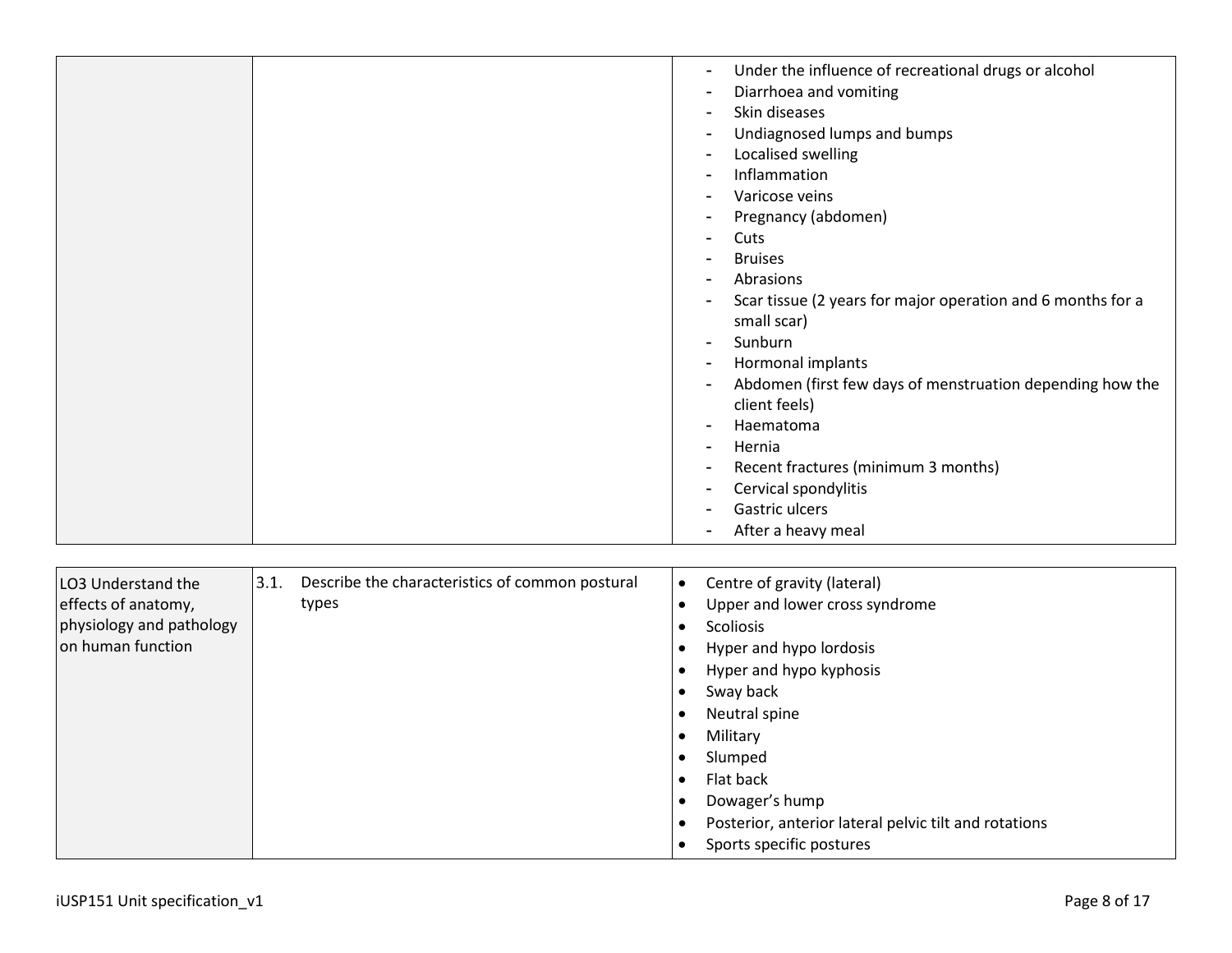| | | |
|---|---|---|
| | | - Under the influence of recreational drugs or alcohol<br>- Diarrhoea and vomiting<br>- Skin diseases<br>- Undiagnosed lumps and bumps<br>- Localised swelling<br>- Inflammation<br>- Varicose veins<br>- Pregnancy (abdomen)<br>- Cuts<br>- Bruises<br>- Abrasions<br>- Scar tissue (2 years for major operation and 6 months for a small scar)<br>- Sunburn<br>- Hormonal implants<br>- Abdomen (first few days of menstruation depending how the client feels)<br>- Haematoma<br>- Hernia<br>- Recent fractures (minimum 3 months)<br>- Cervical spondylitis<br>- Gastric ulcers<br>- After a heavy meal |

| | | |
|---|---|---|
| LO3 Understand the effects of anatomy, physiology and pathology on human function | 3.1. Describe the characteristics of common postural types | • Centre of gravity (lateral)<br>• Upper and lower cross syndrome<br>• Scoliosis<br>• Hyper and hypo lordosis<br>• Hyper and hypo kyphosis<br>• Sway back<br>• Neutral spine<br>• Military<br>• Slumped<br>• Flat back<br>• Dowager's hump<br>• Posterior, anterior lateral pelvic tilt and rotations<br>• Sports specific postures |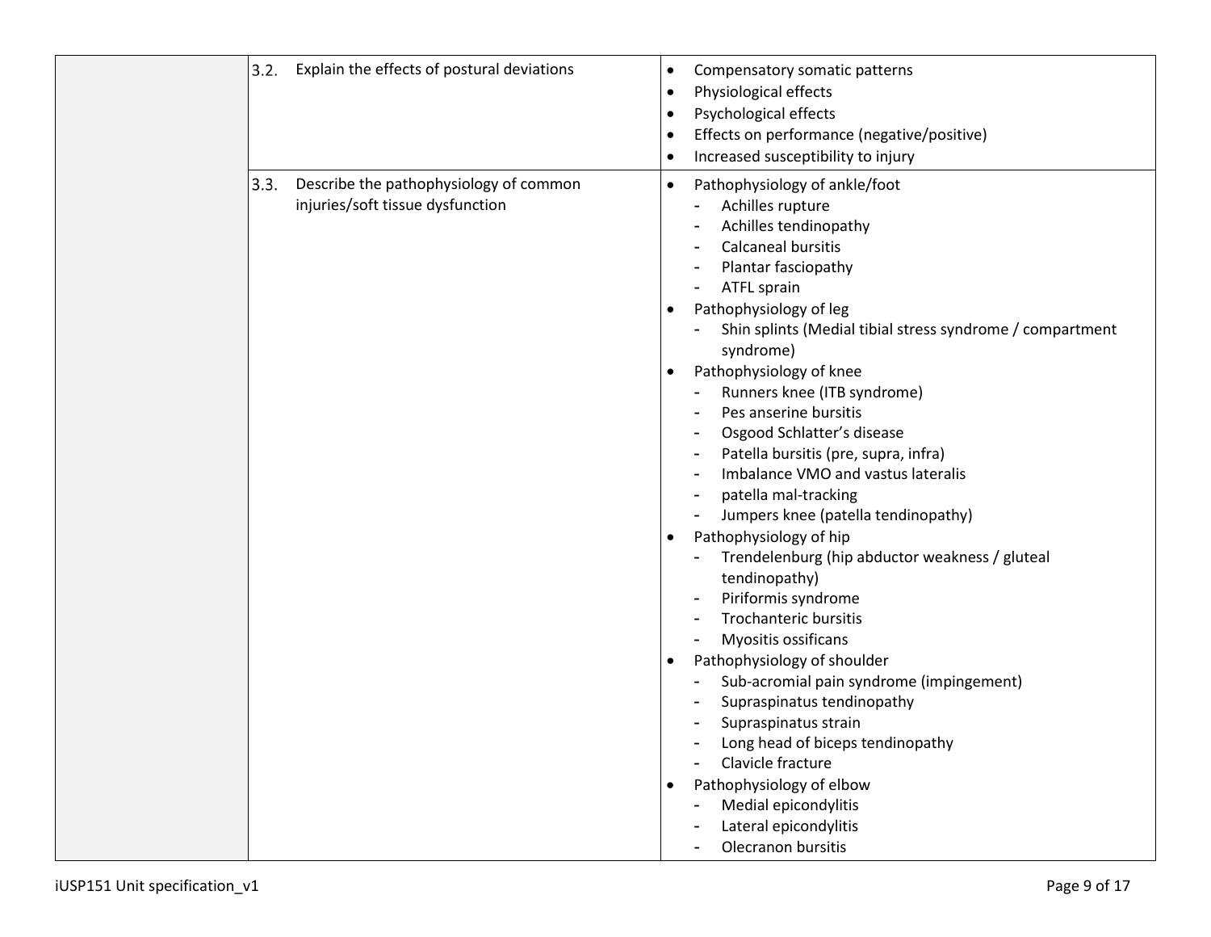| | | |
|---|---|---|
| | 3.2. Explain the effects of postural deviations | • Compensatory somatic patterns<br>• Physiological effects<br>• Psychological effects<br>• Effects on performance (negative/positive)<br>• Increased susceptibility to injury |
| | 3.3. Describe the pathophysiology of common injuries/soft tissue dysfunction | • Pathophysiology of ankle/foot<br>- Achilles rupture<br>- Achilles tendinopathy<br>- Calcaneal bursitis<br>- Plantar fasciopathy<br>- ATFL sprain<br>• Pathophysiology of leg<br>- Shin splints (Medial tibial stress syndrome / compartment syndrome)<br>• Pathophysiology of knee<br>- Runners knee (ITB syndrome)<br>- Pes anserine bursitis<br>- Osgood Schlatter's disease<br>- Patella bursitis (pre, supra, infra)<br>- Imbalance VMO and vastus lateralis<br>- patella mal-tracking<br>- Jumpers knee (patella tendinopathy)<br>• Pathophysiology of hip<br>- Trendelenburg (hip abductor weakness / gluteal tendinopathy)<br>- Piriformis syndrome<br>- Trochanteric bursitis<br>- Myositis ossificans<br>• Pathophysiology of shoulder<br>- Sub-acromial pain syndrome (impingement)<br>- Supraspinatus tendinopathy<br>- Supraspinatus strain<br>- Long head of biceps tendinopathy<br>- Clavicle fracture<br>• Pathophysiology of elbow<br>- Medial epicondylitis<br>- Lateral epicondylitis<br>- Olecranon bursitis |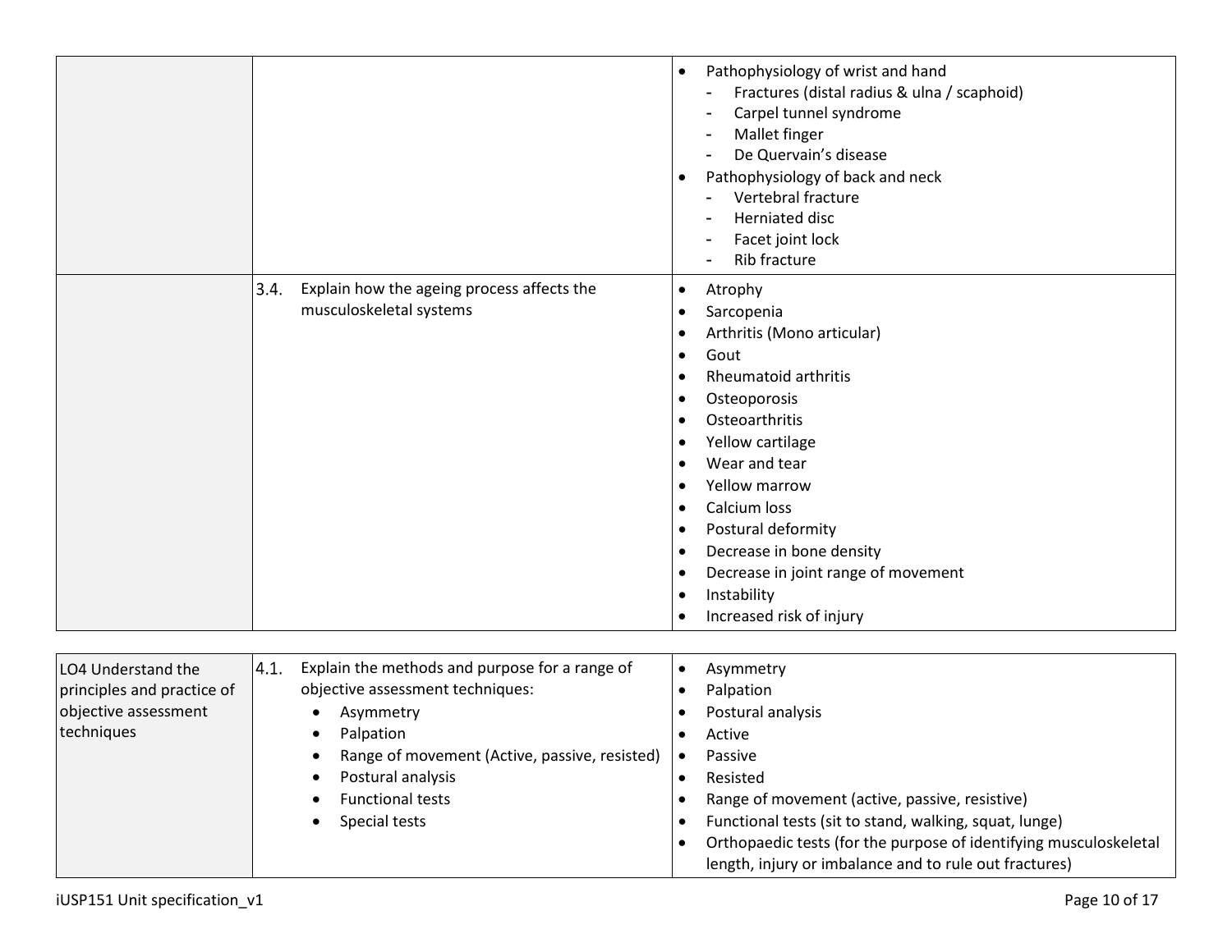| | | |
|---|---|---|
| | | • Pathophysiology of wrist and hand<br>- Fractures (distal radius & ulna / scaphoid)<br>- Carpel tunnel syndrome<br>- Mallet finger<br>- De Quervain's disease<br>• Pathophysiology of back and neck<br>- Vertebral fracture<br>- Herniated disc<br>- Facet joint lock<br>- Rib fracture |
| | 3.4. Explain how the ageing process affects the musculoskeletal systems | • Atrophy<br>• Sarcopenia<br>• Arthritis (Mono articular)<br>• Gout<br>• Rheumatoid arthritis<br>• Osteoporosis<br>• Osteoarthritis<br>• Yellow cartilage<br>• Wear and tear<br>• Yellow marrow<br>• Calcium loss<br>• Postural deformity<br>• Decrease in bone density<br>• Decrease in joint range of movement<br>• Instability<br>• Increased risk of injury |

| | | |
|---|---|---|
| LO4 Understand the principles and practice of objective assessment techniques | 4.1. Explain the methods and purpose for a range of objective assessment techniques:<br>• Asymmetry<br>• Palpation<br>• Range of movement (Active, passive, resisted)<br>• Postural analysis<br>• Functional tests<br>• Special tests | • Asymmetry<br>• Palpation<br>• Postural analysis<br>• Active<br>• Passive<br>• Resisted<br>• Range of movement (active, passive, resistive)<br>• Functional tests (sit to stand, walking, squat, lunge)<br>• Orthopaedic tests (for the purpose of identifying musculoskeletal length, injury or imbalance and to rule out fractures) |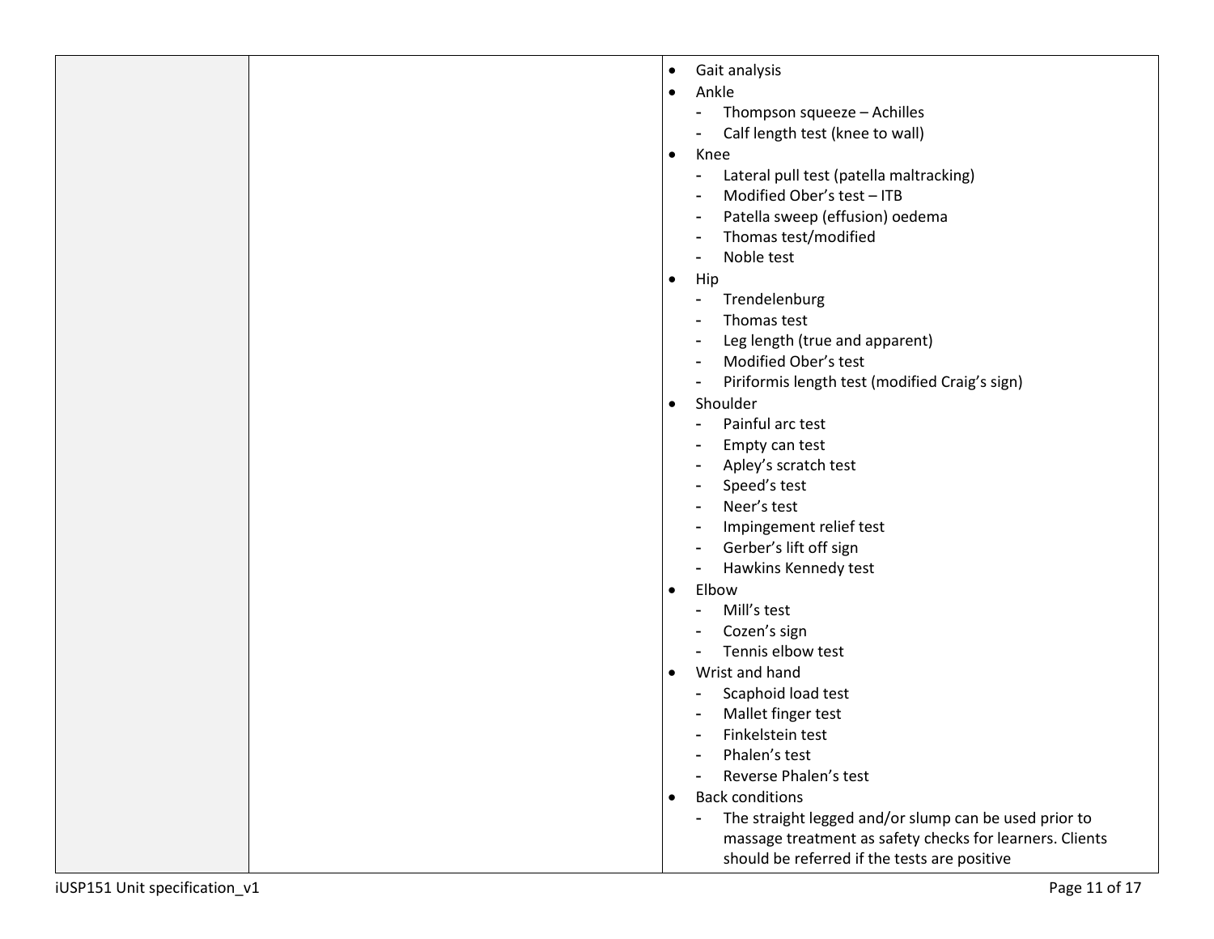| | | |
|---|---|---|
| | | • Gait analysis<br>• Ankle<br>- Thompson squeeze – Achilles<br>- Calf length test (knee to wall)<br>• Knee<br>- Lateral pull test (patella maltracking)<br>- Modified Ober's test – ITB<br>- Patella sweep (effusion) oedema<br>- Thomas test/modified<br>- Noble test<br>• Hip<br>- Trendelenburg<br>- Thomas test<br>- Leg length (true and apparent)<br>- Modified Ober's test<br>- Piriformis length test (modified Craig's sign)<br>• Shoulder<br>- Painful arc test<br>- Empty can test<br>- Apley's scratch test<br>- Speed's test<br>- Neer's test<br>- Impingement relief test<br>- Gerber's lift off sign<br>- Hawkins Kennedy test<br>• Elbow<br>- Mill's test<br>- Cozen's sign<br>- Tennis elbow test<br>• Wrist and hand<br>- Scaphoid load test<br>- Mallet finger test<br>- Finkelstein test<br>- Phalen's test<br>- Reverse Phalen's test<br>• Back conditions<br>- The straight legged and/or slump can be used prior to massage treatment as safety checks for learners. Clients should be referred if the tests are positive |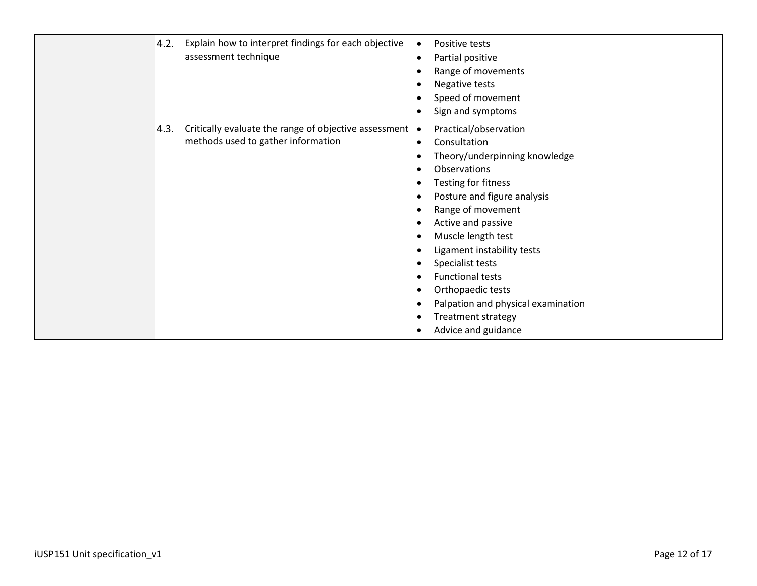| | | |
|---|---|---|
| | 4.2. Explain how to interpret findings for each objective assessment technique | • Positive tests<br>• Partial positive<br>• Range of movements<br>• Negative tests<br>• Speed of movement<br>• Sign and symptoms |
| | 4.3. Critically evaluate the range of objective assessment methods used to gather information | • Practical/observation<br>• Consultation<br>• Theory/underpinning knowledge<br>• Observations<br>• Testing for fitness<br>• Posture and figure analysis<br>• Range of movement<br>• Active and passive<br>• Muscle length test<br>• Ligament instability tests<br>• Specialist tests<br>• Functional tests<br>• Orthopaedic tests<br>• Palpation and physical examination<br>• Treatment strategy<br>• Advice and guidance |

iUSP151 Unit specification_v1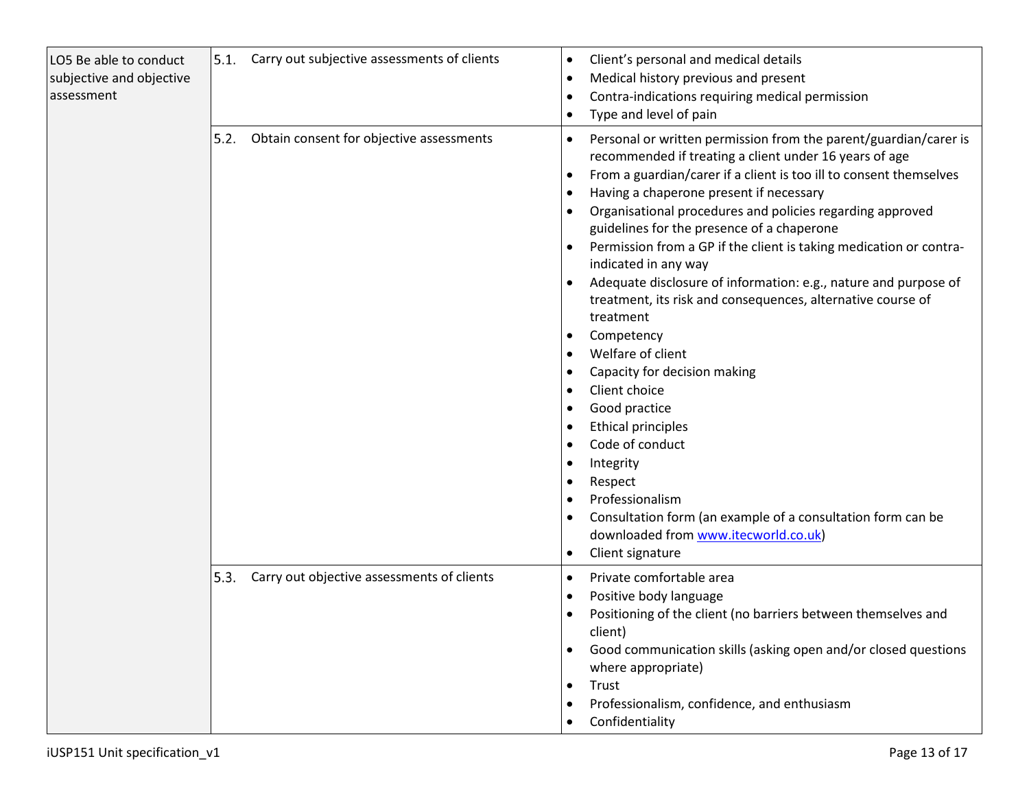| | | |
|---|---|---|
| LO5 Be able to conduct subjective and objective assessment | 5.1. Carry out subjective assessments of clients | • Client's personal and medical details<br>• Medical history previous and present<br>• Contra-indications requiring medical permission<br>• Type and level of pain |
| | 5.2. Obtain consent for objective assessments | • Personal or written permission from the parent/guardian/carer is recommended if treating a client under 16 years of age<br>• From a guardian/carer if a client is too ill to consent themselves<br>• Having a chaperone present if necessary<br>• Organisational procedures and policies regarding approved guidelines for the presence of a chaperone<br>• Permission from a GP if the client is taking medication or contra-indicated in any way<br>• Adequate disclosure of information: e.g., nature and purpose of treatment, its risk and consequences, alternative course of treatment<br>• Competency<br>• Welfare of client<br>• Capacity for decision making<br>• Client choice<br>• Good practice<br>• Ethical principles<br>• Code of conduct<br>• Integrity<br>• Respect<br>• Professionalism<br>• Consultation form (an example of a consultation form can be downloaded from [www.itecworld.co.uk](http://www.itecworld.co.uk))<br>• Client signature |
| | 5.3. Carry out objective assessments of clients | • Private comfortable area<br>• Positive body language<br>• Positioning of the client (no barriers between themselves and client)<br>• Good communication skills (asking open and/or closed questions where appropriate)<br>• Trust<br>• Professionalism, confidence, and enthusiasm<br>• Confidentiality |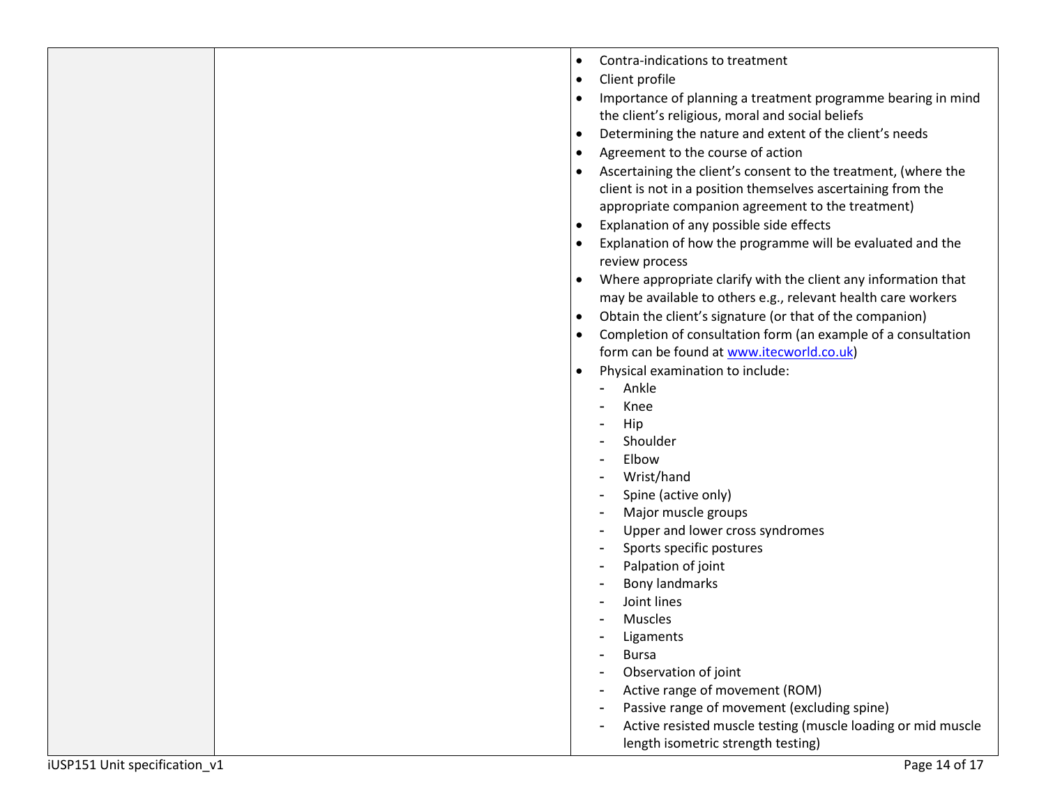| | | |
|---|---|---|
| | | • Contra-indications to treatment<br>• Client profile<br>• Importance of planning a treatment programme bearing in mind the client's religious, moral and social beliefs<br>• Determining the nature and extent of the client's needs<br>• Agreement to the course of action<br>• Ascertaining the client's consent to the treatment, (where the client is not in a position themselves ascertaining from the appropriate companion agreement to the treatment)<br>• Explanation of any possible side effects<br>• Explanation of how the programme will be evaluated and the review process<br>• Where appropriate clarify with the client any information that may be available to others e.g., relevant health care workers<br>• Obtain the client's signature (or that of the companion)<br>• Completion of consultation form (an example of a consultation form can be found at [www.itecworld.co.uk](http://www.itecworld.co.uk))<br>• Physical examination to include:<br>&nbsp;&nbsp;- Ankle<br>&nbsp;&nbsp;- Knee<br>&nbsp;&nbsp;- Hip<br>&nbsp;&nbsp;- Shoulder<br>&nbsp;&nbsp;- Elbow<br>&nbsp;&nbsp;- Wrist/hand<br>&nbsp;&nbsp;- Spine (active only)<br>&nbsp;&nbsp;- Major muscle groups<br>&nbsp;&nbsp;- Upper and lower cross syndromes<br>&nbsp;&nbsp;- Sports specific postures<br>&nbsp;&nbsp;- Palpation of joint<br>&nbsp;&nbsp;- Bony landmarks<br>&nbsp;&nbsp;- Joint lines<br>&nbsp;&nbsp;- Muscles<br>&nbsp;&nbsp;- Ligaments<br>&nbsp;&nbsp;- Bursa<br>&nbsp;&nbsp;- Observation of joint<br>&nbsp;&nbsp;- Active range of movement (ROM)<br>&nbsp;&nbsp;- Passive range of movement (excluding spine)<br>&nbsp;&nbsp;- Active resisted muscle testing (muscle loading or mid muscle length isometric strength testing) |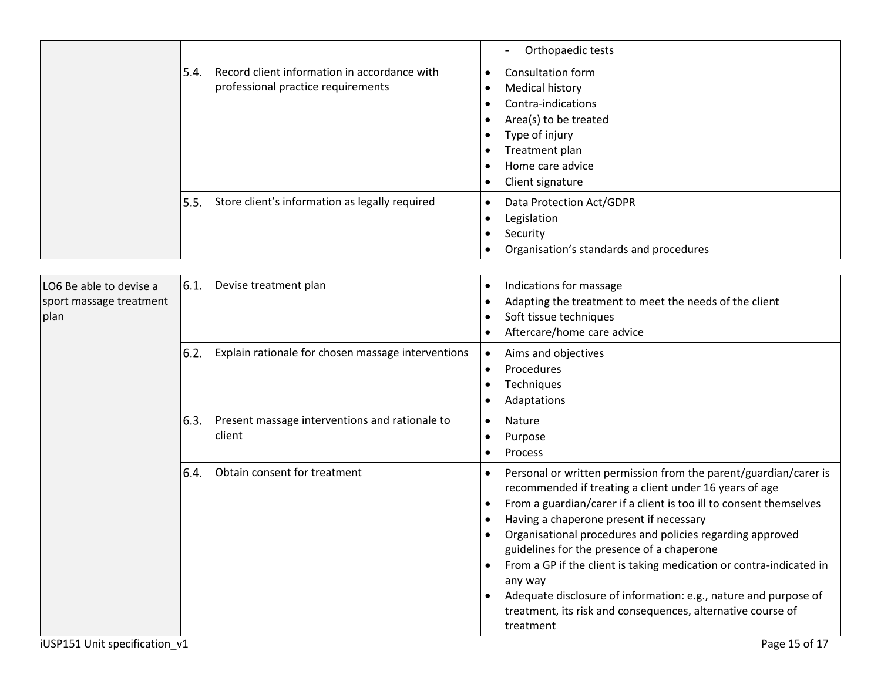| | | |
|---|---|---|
| | | - Orthopaedic tests |
| | 5.4. Record client information in accordance with professional practice requirements | • Consultation form<br>• Medical history<br>• Contra-indications<br>• Area(s) to be treated<br>• Type of injury<br>• Treatment plan<br>• Home care advice<br>• Client signature |
| | 5.5. Store client's information as legally required | • Data Protection Act/GDPR<br>• Legislation<br>• Security<br>• Organisation's standards and procedures |

| | | |
|---|---|---|
| LO6 Be able to devise a sport massage treatment plan | 6.1. Devise treatment plan | • Indications for massage<br>• Adapting the treatment to meet the needs of the client<br>• Soft tissue techniques<br>• Aftercare/home care advice |
| | 6.2. Explain rationale for chosen massage interventions | • Aims and objectives<br>• Procedures<br>• Techniques<br>• Adaptations |
| | 6.3. Present massage interventions and rationale to client | • Nature<br>• Purpose<br>• Process |
| | 6.4. Obtain consent for treatment | • Personal or written permission from the parent/guardian/carer is recommended if treating a client under 16 years of age<br>• From a guardian/carer if a client is too ill to consent themselves<br>• Having a chaperone present if necessary<br>• Organisational procedures and policies regarding approved guidelines for the presence of a chaperone<br>• From a GP if the client is taking medication or contra-indicated in any way<br>• Adequate disclosure of information: e.g., nature and purpose of treatment, its risk and consequences, alternative course of treatment |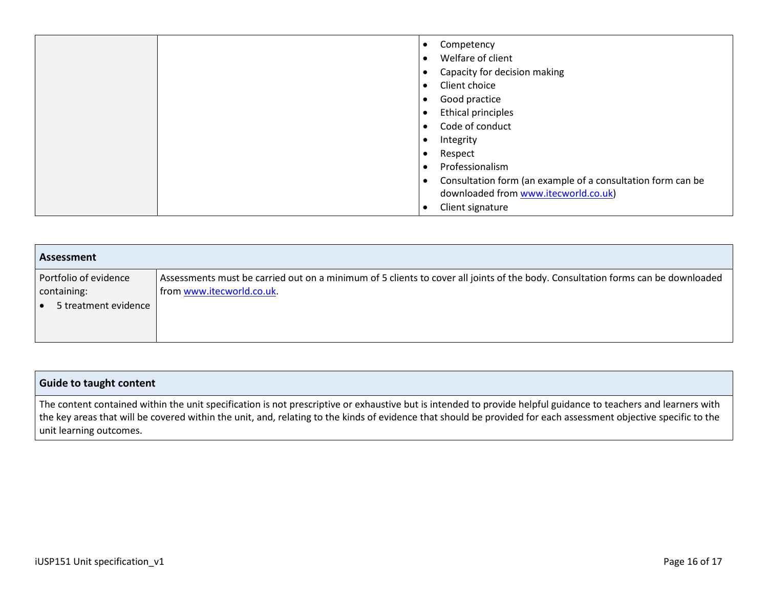| | | |
|---|---|---|
| | | • Competency<br>• Welfare of client<br>• Capacity for decision making<br>• Client choice<br>• Good practice<br>• Ethical principles<br>• Code of conduct<br>• Integrity<br>• Respect<br>• Professionalism<br>• Consultation form (an example of a consultation form can be downloaded from www.itecworld.co.uk)<br>• Client signature |

| Assessment | |
|---|---|
| Portfolio of evidence containing:<br>• 5 treatment evidence | Assessments must be carried out on a minimum of 5 clients to cover all joints of the body. Consultation forms can be downloaded from www.itecworld.co.uk. |

| Guide to taught content |
|---|
| The content contained within the unit specification is not prescriptive or exhaustive but is intended to provide helpful guidance to teachers and learners with the key areas that will be covered within the unit, and, relating to the kinds of evidence that should be provided for each assessment objective specific to the unit learning outcomes. |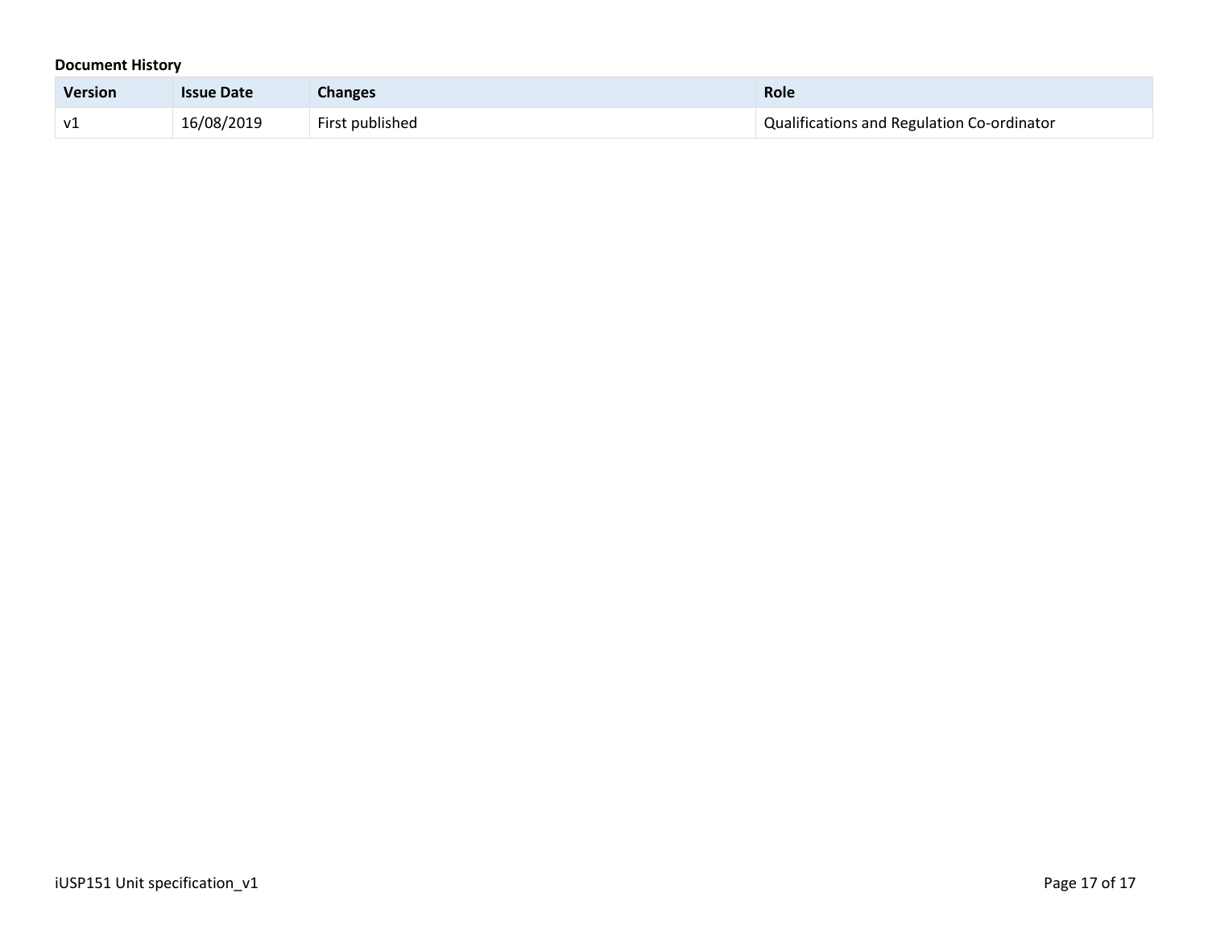**Document History**

| Version | Issue Date | Changes | Role |
| --- | --- | --- | --- |
| v1 | 16/08/2019 | First published | Qualifications and Regulation Co-ordinator |